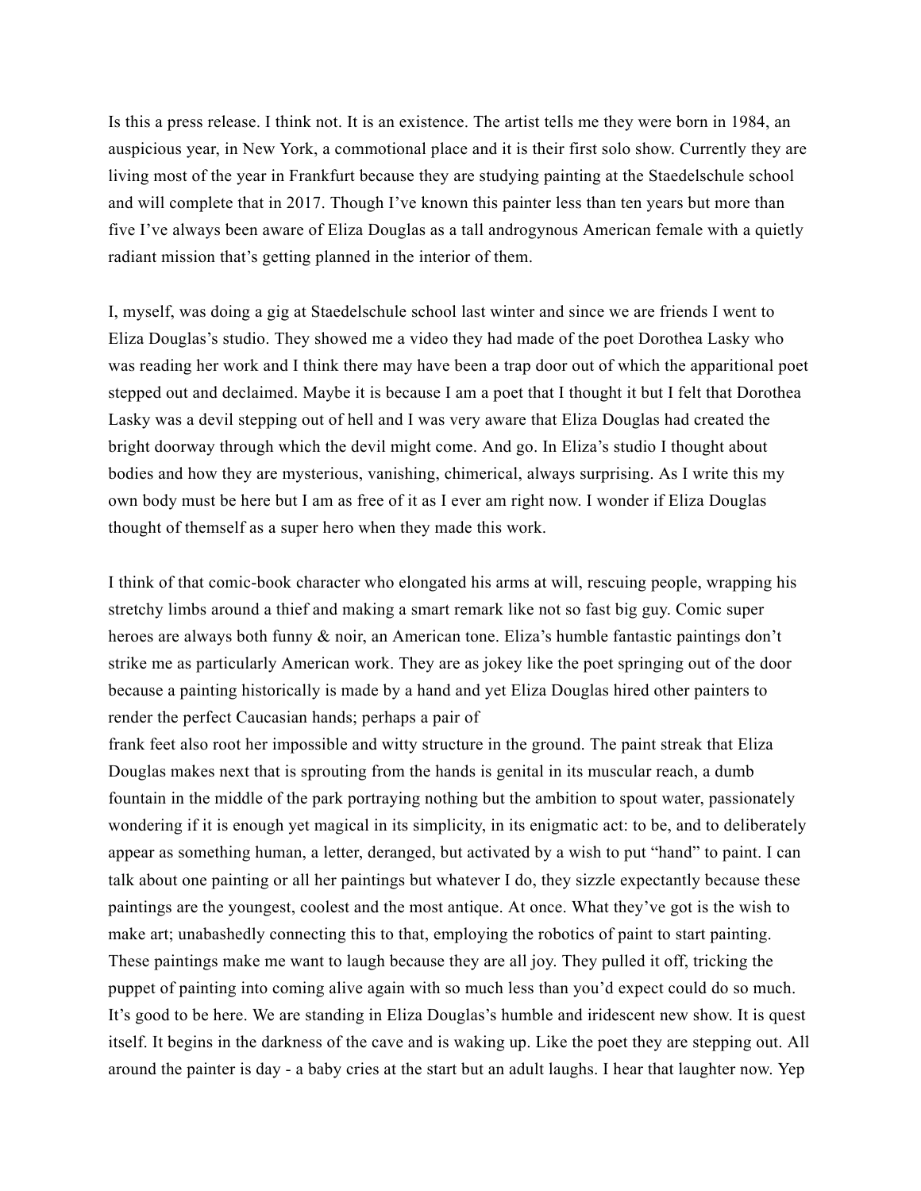Is this a press release. I think not. It is an existence. The artist tells me they were born in 1984, an auspicious year, in New York, a commotional place and it is their first solo show. Currently they are living most of the year in Frankfurt because they are studying painting at the Staedelschule school and will complete that in 2017. Though I've known this painter less than ten years but more than five I've always been aware of Eliza Douglas as a tall androgynous American female with a quietly radiant mission that's getting planned in the interior of them.

I, myself, was doing a gig at Staedelschule school last winter and since we are friends I went to Eliza Douglas's studio. They showed me a video they had made of the poet Dorothea Lasky who was reading her work and I think there may have been a trap door out of which the apparitional poet stepped out and declaimed. Maybe it is because I am a poet that I thought it but I felt that Dorothea Lasky was a devil stepping out of hell and I was very aware that Eliza Douglas had created the bright doorway through which the devil might come. And go. In Eliza's studio I thought about bodies and how they are mysterious, vanishing, chimerical, always surprising. As I write this my own body must be here but I am as free of it as I ever am right now. I wonder if Eliza Douglas thought of themself as a super hero when they made this work.

I think of that comic-book character who elongated his arms at will, rescuing people, wrapping his stretchy limbs around a thief and making a smart remark like not so fast big guy. Comic super heroes are always both funny & noir, an American tone. Eliza's humble fantastic paintings don't strike me as particularly American work. They are as jokey like the poet springing out of the door because a painting historically is made by a hand and yet Eliza Douglas hired other painters to render the perfect Caucasian hands; perhaps a pair of
frank feet also root her impossible and witty structure in the ground. The paint streak that Eliza Douglas makes next that is sprouting from the hands is genital in its muscular reach, a dumb fountain in the middle of the park portraying nothing but the ambition to spout water, passionately wondering if it is enough yet magical in its simplicity, in its enigmatic act: to be, and to deliberately appear as something human, a letter, deranged, but activated by a wish to put "hand" to paint. I can talk about one painting or all her paintings but whatever I do, they sizzle expectantly because these paintings are the youngest, coolest and the most antique. At once. What they've got is the wish to make art; unabashedly connecting this to that, employing the robotics of paint to start painting. These paintings make me want to laugh because they are all joy. They pulled it off, tricking the puppet of painting into coming alive again with so much less than you'd expect could do so much. It's good to be here. We are standing in Eliza Douglas's humble and iridescent new show. It is quest itself. It begins in the darkness of the cave and is waking up. Like the poet they are stepping out. All around the painter is day - a baby cries at the start but an adult laughs. I hear that laughter now. Yep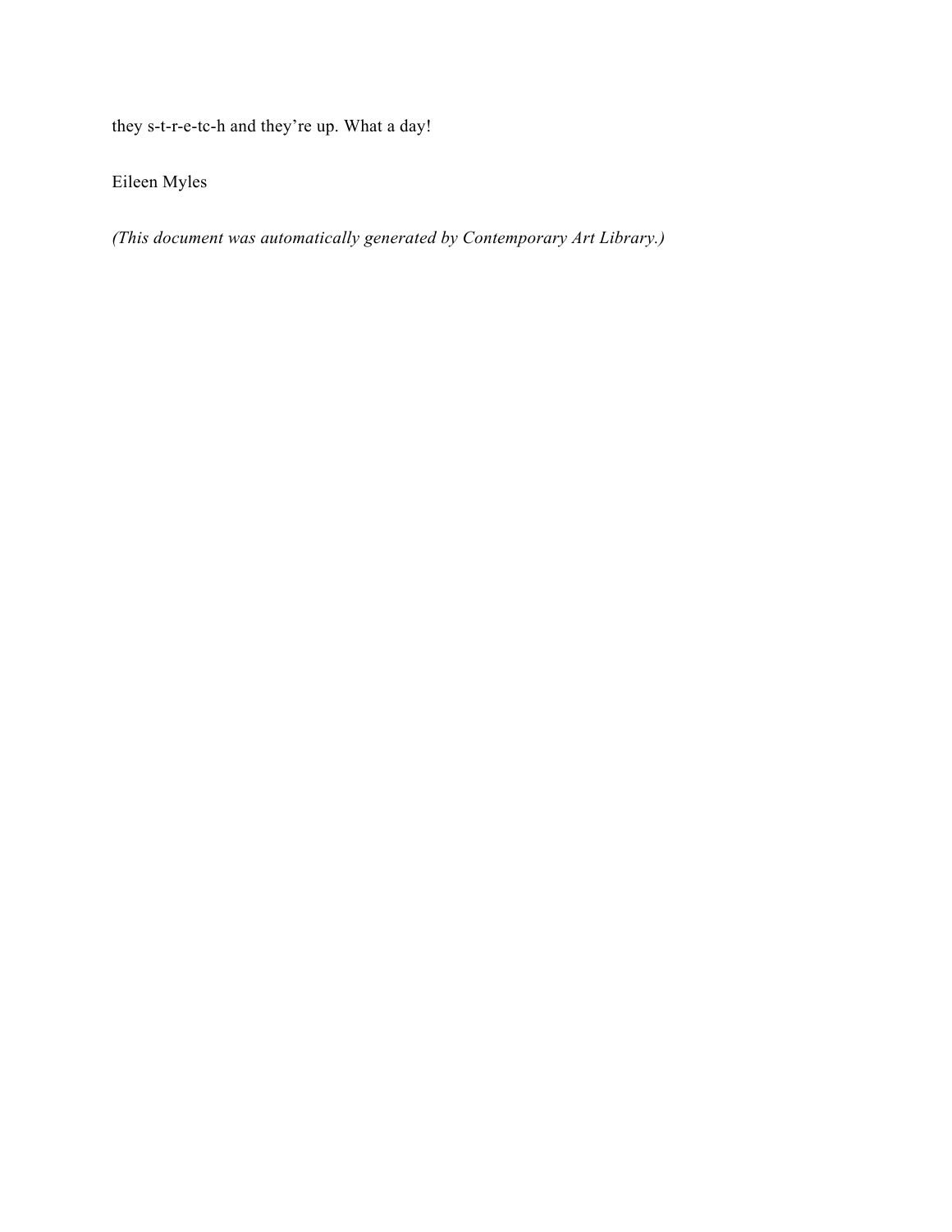they s-t-r-e-tc-h and they're up. What a day!

Eileen Myles

*(This document was automatically generated by Contemporary Art Library.)*